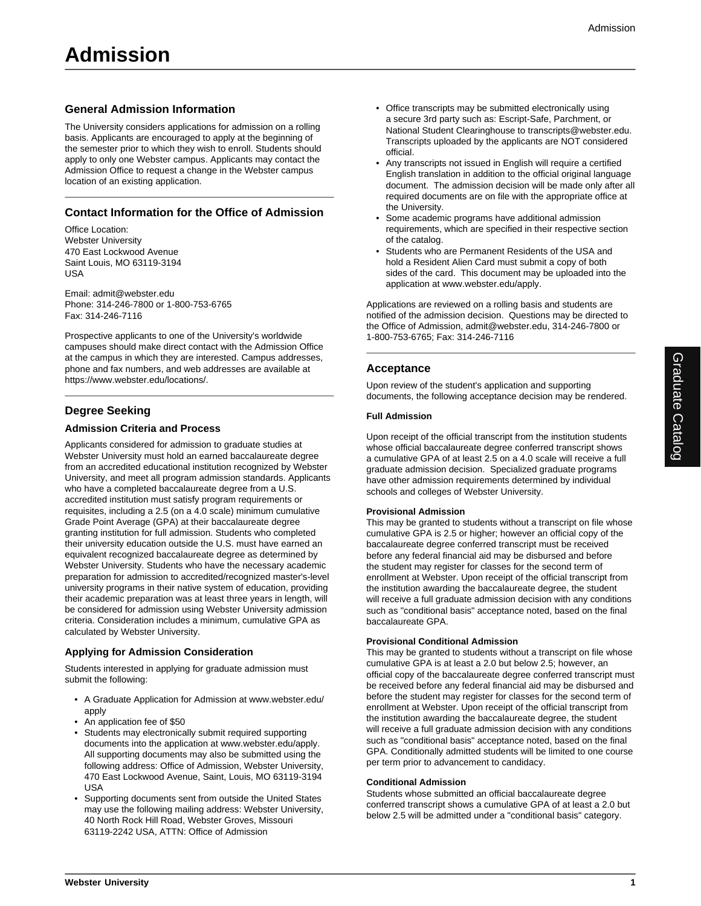# Admission

## General Admission Information

The University considers applications for admission on a rolling basis. Applicants are encouraged to apply at the beginning of the semester prior to which they wish to enroll. Students should apply to only one Webster campus. Applicants may contact the Admission Office to request a change in the Webster campus location of an existing application.

## Contact Information for the Office of Admission

Office Location:
Webster University
470 East Lockwood Avenue
Saint Louis, MO 63119-3194
USA

Email: admit@webster.edu
Phone: 314-246-7800 or 1-800-753-6765
Fax: 314-246-7116

Prospective applicants to one of the University's worldwide campuses should make direct contact with the Admission Office at the campus in which they are interested. Campus addresses, phone and fax numbers, and web addresses are available at https://www.webster.edu/locations/.

## Degree Seeking

### Admission Criteria and Process

Applicants considered for admission to graduate studies at Webster University must hold an earned baccalaureate degree from an accredited educational institution recognized by Webster University, and meet all program admission standards. Applicants who have a completed baccalaureate degree from a U.S. accredited institution must satisfy program requirements or requisites, including a 2.5 (on a 4.0 scale) minimum cumulative Grade Point Average (GPA) at their baccalaureate degree granting institution for full admission. Students who completed their university education outside the U.S. must have earned an equivalent recognized baccalaureate degree as determined by Webster University. Students who have the necessary academic preparation for admission to accredited/recognized master's-level university programs in their native system of education, providing their academic preparation was at least three years in length, will be considered for admission using Webster University admission criteria. Consideration includes a minimum, cumulative GPA as calculated by Webster University.

### Applying for Admission Consideration

Students interested in applying for graduate admission must submit the following:

- A Graduate Application for Admission at www.webster.edu/apply
- An application fee of $50
- Students may electronically submit required supporting documents into the application at www.webster.edu/apply. All supporting documents may also be submitted using the following address: Office of Admission, Webster University, 470 East Lockwood Avenue, Saint, Louis, MO 63119-3194 USA
- Supporting documents sent from outside the United States may use the following mailing address: Webster University, 40 North Rock Hill Road, Webster Groves, Missouri 63119-2242 USA, ATTN: Office of Admission
- Office transcripts may be submitted electronically using a secure 3rd party such as: Escript-Safe, Parchment, or National Student Clearinghouse to transcripts@webster.edu. Transcripts uploaded by the applicants are NOT considered official.
- Any transcripts not issued in English will require a certified English translation in addition to the official original language document. The admission decision will be made only after all required documents are on file with the appropriate office at the University.
- Some academic programs have additional admission requirements, which are specified in their respective section of the catalog.
- Students who are Permanent Residents of the USA and hold a Resident Alien Card must submit a copy of both sides of the card. This document may be uploaded into the application at www.webster.edu/apply.

Applications are reviewed on a rolling basis and students are notified of the admission decision. Questions may be directed to the Office of Admission, admit@webster.edu, 314-246-7800 or 1-800-753-6765; Fax: 314-246-7116

## Acceptance

Upon review of the student's application and supporting documents, the following acceptance decision may be rendered.

#### Full Admission

Upon receipt of the official transcript from the institution students whose official baccalaureate degree conferred transcript shows a cumulative GPA of at least 2.5 on a 4.0 scale will receive a full graduate admission decision. Specialized graduate programs have other admission requirements determined by individual schools and colleges of Webster University.

#### Provisional Admission

This may be granted to students without a transcript on file whose cumulative GPA is 2.5 or higher; however an official copy of the baccalaureate degree conferred transcript must be received before any federal financial aid may be disbursed and before the student may register for classes for the second term of enrollment at Webster. Upon receipt of the official transcript from the institution awarding the baccalaureate degree, the student will receive a full graduate admission decision with any conditions such as "conditional basis" acceptance noted, based on the final baccalaureate GPA.

#### Provisional Conditional Admission

This may be granted to students without a transcript on file whose cumulative GPA is at least a 2.0 but below 2.5; however, an official copy of the baccalaureate degree conferred transcript must be received before any federal financial aid may be disbursed and before the student may register for classes for the second term of enrollment at Webster. Upon receipt of the official transcript from the institution awarding the baccalaureate degree, the student will receive a full graduate admission decision with any conditions such as "conditional basis" acceptance noted, based on the final GPA. Conditionally admitted students will be limited to one course per term prior to advancement to candidacy.

#### Conditional Admission

Students whose submitted an official baccalaureate degree conferred transcript shows a cumulative GPA of at least a 2.0 but below 2.5 will be admitted under a "conditional basis" category.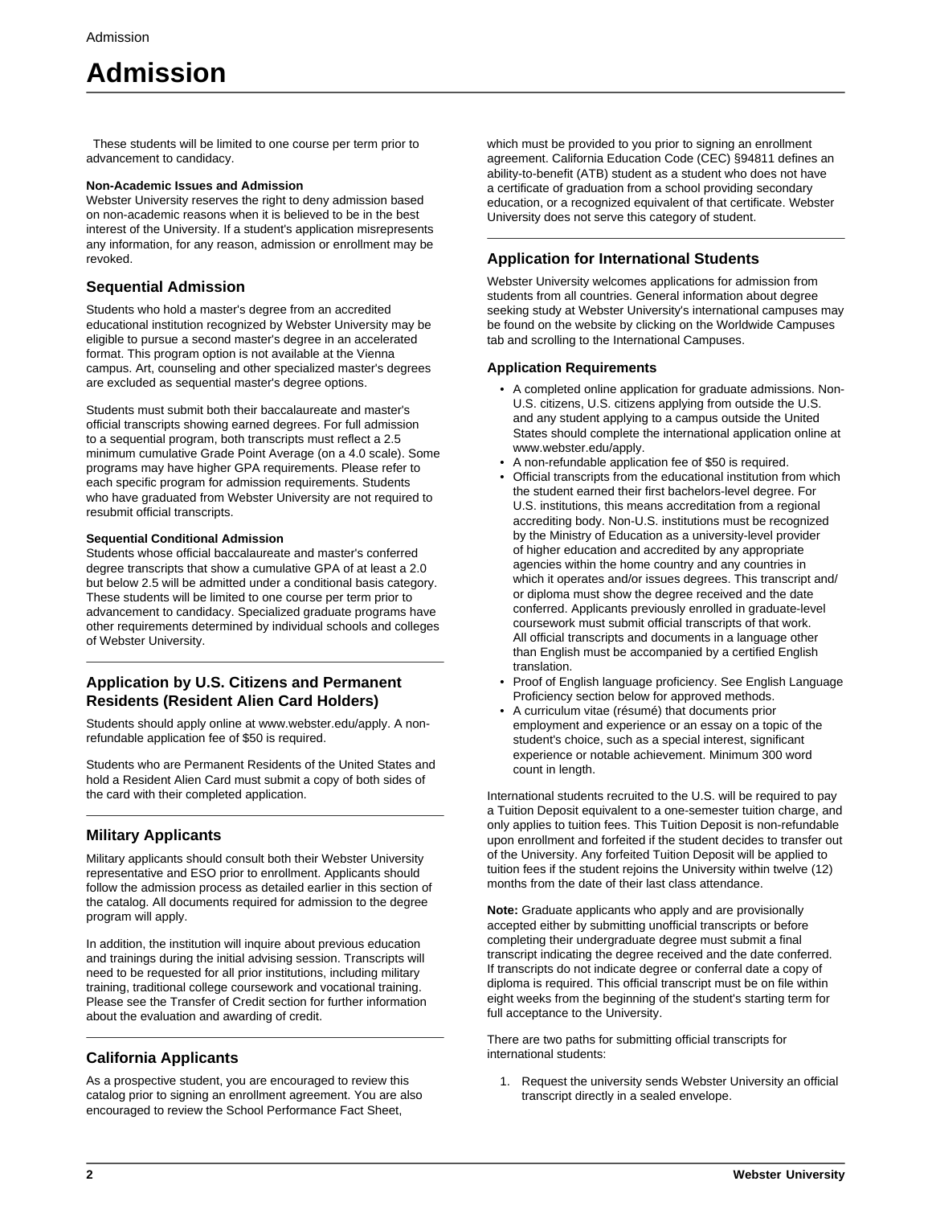These students will be limited to one course per term prior to advancement to candidacy.

**Non-Academic Issues and Admission**
Webster University reserves the right to deny admission based on non-academic reasons when it is believed to be in the best interest of the University. If a student's application misrepresents any information, for any reason, admission or enrollment may be revoked.

## Sequential Admission

Students who hold a master's degree from an accredited educational institution recognized by Webster University may be eligible to pursue a second master's degree in an accelerated format. This program option is not available at the Vienna campus. Art, counseling and other specialized master's degrees are excluded as sequential master's degree options.

Students must submit both their baccalaureate and master's official transcripts showing earned degrees. For full admission to a sequential program, both transcripts must reflect a 2.5 minimum cumulative Grade Point Average (on a 4.0 scale). Some programs may have higher GPA requirements. Please refer to each specific program for admission requirements. Students who have graduated from Webster University are not required to resubmit official transcripts.

**Sequential Conditional Admission**
Students whose official baccalaureate and master's conferred degree transcripts that show a cumulative GPA of at least a 2.0 but below 2.5 will be admitted under a conditional basis category. These students will be limited to one course per term prior to advancement to candidacy. Specialized graduate programs have other requirements determined by individual schools and colleges of Webster University.

## Application by U.S. Citizens and Permanent Residents (Resident Alien Card Holders)

Students should apply online at www.webster.edu/apply. A non-refundable application fee of $50 is required.

Students who are Permanent Residents of the United States and hold a Resident Alien Card must submit a copy of both sides of the card with their completed application.

## Military Applicants

Military applicants should consult both their Webster University representative and ESO prior to enrollment. Applicants should follow the admission process as detailed earlier in this section of the catalog. All documents required for admission to the degree program will apply.

In addition, the institution will inquire about previous education and trainings during the initial advising session. Transcripts will need to be requested for all prior institutions, including military training, traditional college coursework and vocational training. Please see the Transfer of Credit section for further information about the evaluation and awarding of credit.

## California Applicants

As a prospective student, you are encouraged to review this catalog prior to signing an enrollment agreement. You are also encouraged to review the School Performance Fact Sheet, which must be provided to you prior to signing an enrollment agreement. California Education Code (CEC) §94811 defines an ability-to-benefit (ATB) student as a student who does not have a certificate of graduation from a school providing secondary education, or a recognized equivalent of that certificate. Webster University does not serve this category of student.

## Application for International Students

Webster University welcomes applications for admission from students from all countries. General information about degree seeking study at Webster University's international campuses may be found on the website by clicking on the Worldwide Campuses tab and scrolling to the International Campuses.

### Application Requirements

- A completed online application for graduate admissions. Non-U.S. citizens, U.S. citizens applying from outside the U.S. and any student applying to a campus outside the United States should complete the international application online at www.webster.edu/apply.
- A non-refundable application fee of $50 is required.
- Official transcripts from the educational institution from which the student earned their first bachelors-level degree. For U.S. institutions, this means accreditation from a regional accrediting body. Non-U.S. institutions must be recognized by the Ministry of Education as a university-level provider of higher education and accredited by any appropriate agencies within the home country and any countries in which it operates and/or issues degrees. This transcript and/or diploma must show the degree received and the date conferred. Applicants previously enrolled in graduate-level coursework must submit official transcripts of that work. All official transcripts and documents in a language other than English must be accompanied by a certified English translation.
- Proof of English language proficiency. See English Language Proficiency section below for approved methods.
- A curriculum vitae (résumé) that documents prior employment and experience or an essay on a topic of the student's choice, such as a special interest, significant experience or notable achievement. Minimum 300 word count in length.

International students recruited to the U.S. will be required to pay a Tuition Deposit equivalent to a one-semester tuition charge, and only applies to tuition fees. This Tuition Deposit is non-refundable upon enrollment and forfeited if the student decides to transfer out of the University. Any forfeited Tuition Deposit will be applied to tuition fees if the student rejoins the University within twelve (12) months from the date of their last class attendance.

**Note:** Graduate applicants who apply and are provisionally accepted either by submitting unofficial transcripts or before completing their undergraduate degree must submit a final transcript indicating the degree received and the date conferred. If transcripts do not indicate degree or conferral date a copy of diploma is required. This official transcript must be on file within eight weeks from the beginning of the student's starting term for full acceptance to the University.

There are two paths for submitting official transcripts for international students:

1. Request the university sends Webster University an official transcript directly in a sealed envelope.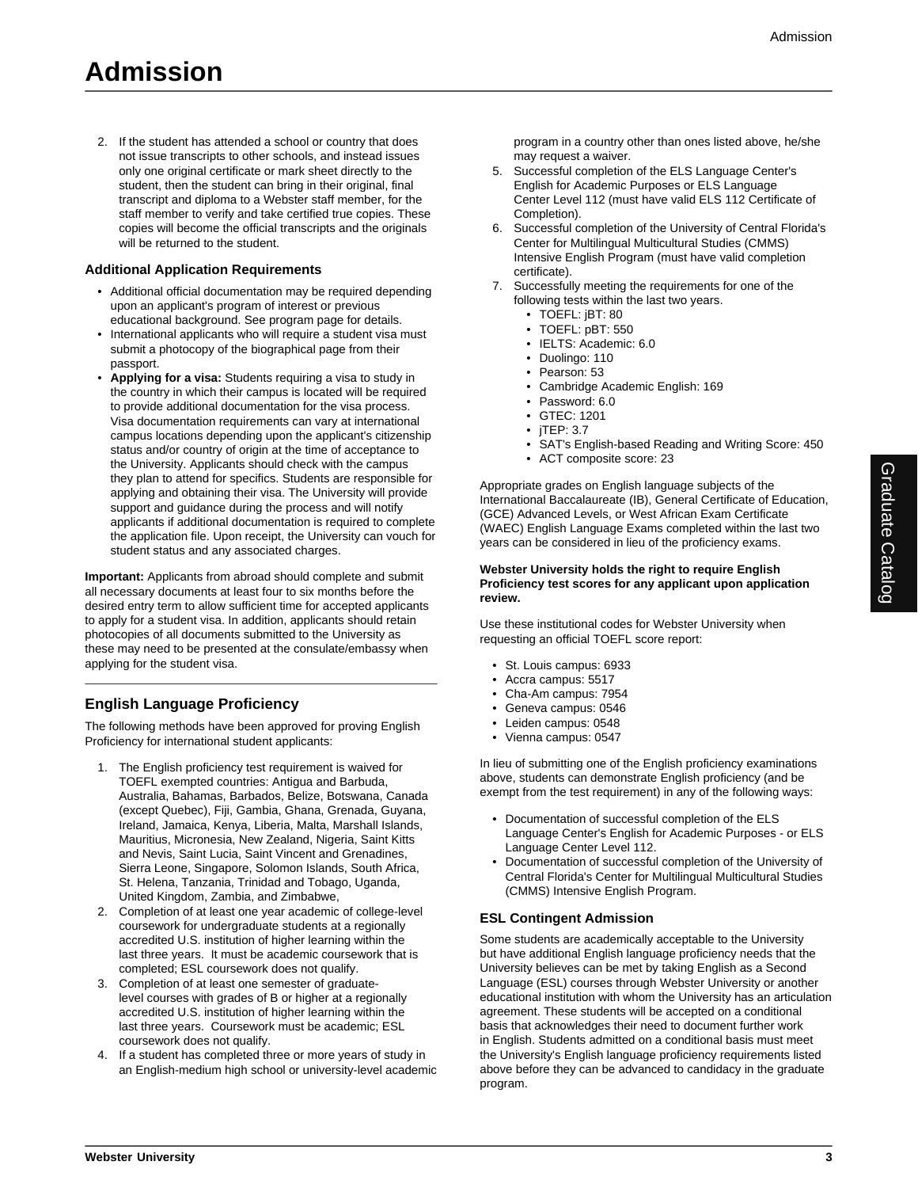# Admission

2. If the student has attended a school or country that does not issue transcripts to other schools, and instead issues only one original certificate or mark sheet directly to the student, then the student can bring in their original, final transcript and diploma to a Webster staff member, for the staff member to verify and take certified true copies. These copies will become the official transcripts and the originals will be returned to the student.

### Additional Application Requirements

- Additional official documentation may be required depending upon an applicant's program of interest or previous educational background. See program page for details.
- International applicants who will require a student visa must submit a photocopy of the biographical page from their passport.
- **Applying for a visa:** Students requiring a visa to study in the country in which their campus is located will be required to provide additional documentation for the visa process. Visa documentation requirements can vary at international campus locations depending upon the applicant's citizenship status and/or country of origin at the time of acceptance to the University. Applicants should check with the campus they plan to attend for specifics. Students are responsible for applying and obtaining their visa. The University will provide support and guidance during the process and will notify applicants if additional documentation is required to complete the application file. Upon receipt, the University can vouch for student status and any associated charges.

**Important:** Applicants from abroad should complete and submit all necessary documents at least four to six months before the desired entry term to allow sufficient time for accepted applicants to apply for a student visa. In addition, applicants should retain photocopies of all documents submitted to the University as these may need to be presented at the consulate/embassy when applying for the student visa.

## English Language Proficiency

The following methods have been approved for proving English Proficiency for international student applicants:

1. The English proficiency test requirement is waived for TOEFL exempted countries: Antigua and Barbuda, Australia, Bahamas, Barbados, Belize, Botswana, Canada (except Quebec), Fiji, Gambia, Ghana, Grenada, Guyana, Ireland, Jamaica, Kenya, Liberia, Malta, Marshall Islands, Mauritius, Micronesia, New Zealand, Nigeria, Saint Kitts and Nevis, Saint Lucia, Saint Vincent and Grenadines, Sierra Leone, Singapore, Solomon Islands, South Africa, St. Helena, Tanzania, Trinidad and Tobago, Uganda, United Kingdom, Zambia, and Zimbabwe,
2. Completion of at least one year academic of college-level coursework for undergraduate students at a regionally accredited U.S. institution of higher learning within the last three years. It must be academic coursework that is completed; ESL coursework does not qualify.
3. Completion of at least one semester of graduate-level courses with grades of B or higher at a regionally accredited U.S. institution of higher learning within the last three years. Coursework must be academic; ESL coursework does not qualify.
4. If a student has completed three or more years of study in an English-medium high school or university-level academic program in a country other than ones listed above, he/she may request a waiver.
5. Successful completion of the ELS Language Center's English for Academic Purposes or ELS Language Center Level 112 (must have valid ELS 112 Certificate of Completion).
6. Successful completion of the University of Central Florida's Center for Multilingual Multicultural Studies (CMMS) Intensive English Program (must have valid completion certificate).
7. Successfully meeting the requirements for one of the following tests within the last two years.
   - TOEFL: jBT: 80
   - TOEFL: pBT: 550
   - IELTS: Academic: 6.0
   - Duolingo: 110
   - Pearson: 53
   - Cambridge Academic English: 169
   - Password: 6.0
   - GTEC: 1201
   - jTEP: 3.7
   - SAT's English-based Reading and Writing Score: 450
   - ACT composite score: 23

Appropriate grades on English language subjects of the International Baccalaureate (IB), General Certificate of Education, (GCE) Advanced Levels, or West African Exam Certificate (WAEC) English Language Exams completed within the last two years can be considered in lieu of the proficiency exams.

**Webster University holds the right to require English Proficiency test scores for any applicant upon application review.**

Use these institutional codes for Webster University when requesting an official TOEFL score report:

- St. Louis campus: 6933
- Accra campus: 5517
- Cha-Am campus: 7954
- Geneva campus: 0546
- Leiden campus: 0548
- Vienna campus: 0547

In lieu of submitting one of the English proficiency examinations above, students can demonstrate English proficiency (and be exempt from the test requirement) in any of the following ways:

- Documentation of successful completion of the ELS Language Center's English for Academic Purposes - or ELS Language Center Level 112.
- Documentation of successful completion of the University of Central Florida's Center for Multilingual Multicultural Studies (CMMS) Intensive English Program.

### ESL Contingent Admission

Some students are academically acceptable to the University but have additional English language proficiency needs that the University believes can be met by taking English as a Second Language (ESL) courses through Webster University or another educational institution with whom the University has an articulation agreement. These students will be accepted on a conditional basis that acknowledges their need to document further work in English. Students admitted on a conditional basis must meet the University's English language proficiency requirements listed above before they can be advanced to candidacy in the graduate program.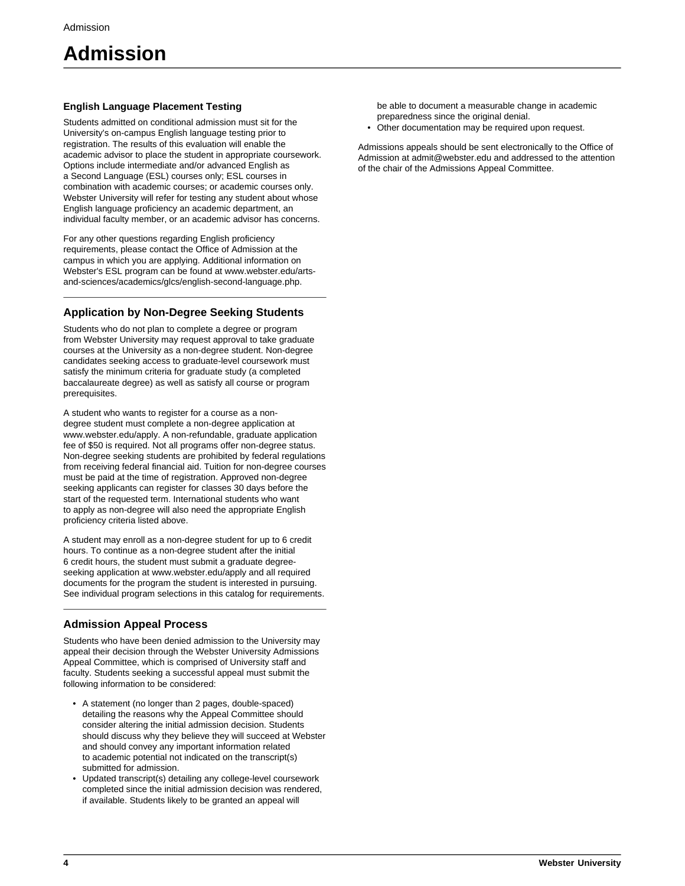# Admission

### English Language Placement Testing

Students admitted on conditional admission must sit for the University's on-campus English language testing prior to registration. The results of this evaluation will enable the academic advisor to place the student in appropriate coursework. Options include intermediate and/or advanced English as a Second Language (ESL) courses only; ESL courses in combination with academic courses; or academic courses only. Webster University will refer for testing any student about whose English language proficiency an academic department, an individual faculty member, or an academic advisor has concerns.

For any other questions regarding English proficiency requirements, please contact the Office of Admission at the campus in which you are applying. Additional information on Webster's ESL program can be found at www.webster.edu/arts-and-sciences/academics/glcs/english-second-language.php.

## Application by Non-Degree Seeking Students

Students who do not plan to complete a degree or program from Webster University may request approval to take graduate courses at the University as a non-degree student. Non-degree candidates seeking access to graduate-level coursework must satisfy the minimum criteria for graduate study (a completed baccalaureate degree) as well as satisfy all course or program prerequisites.

A student who wants to register for a course as a non-degree student must complete a non-degree application at www.webster.edu/apply. A non-refundable, graduate application fee of $50 is required. Not all programs offer non-degree status. Non-degree seeking students are prohibited by federal regulations from receiving federal financial aid. Tuition for non-degree courses must be paid at the time of registration. Approved non-degree seeking applicants can register for classes 30 days before the start of the requested term. International students who want to apply as non-degree will also need the appropriate English proficiency criteria listed above.

A student may enroll as a non-degree student for up to 6 credit hours. To continue as a non-degree student after the initial 6 credit hours, the student must submit a graduate degree-seeking application at www.webster.edu/apply and all required documents for the program the student is interested in pursuing. See individual program selections in this catalog for requirements.

## Admission Appeal Process

Students who have been denied admission to the University may appeal their decision through the Webster University Admissions Appeal Committee, which is comprised of University staff and faculty. Students seeking a successful appeal must submit the following information to be considered:

- A statement (no longer than 2 pages, double-spaced) detailing the reasons why the Appeal Committee should consider altering the initial admission decision. Students should discuss why they believe they will succeed at Webster and should convey any important information related to academic potential not indicated on the transcript(s) submitted for admission.
- Updated transcript(s) detailing any college-level coursework completed since the initial admission decision was rendered, if available. Students likely to be granted an appeal will be able to document a measurable change in academic preparedness since the original denial.
- Other documentation may be required upon request.

Admissions appeals should be sent electronically to the Office of Admission at admit@webster.edu and addressed to the attention of the chair of the Admissions Appeal Committee.